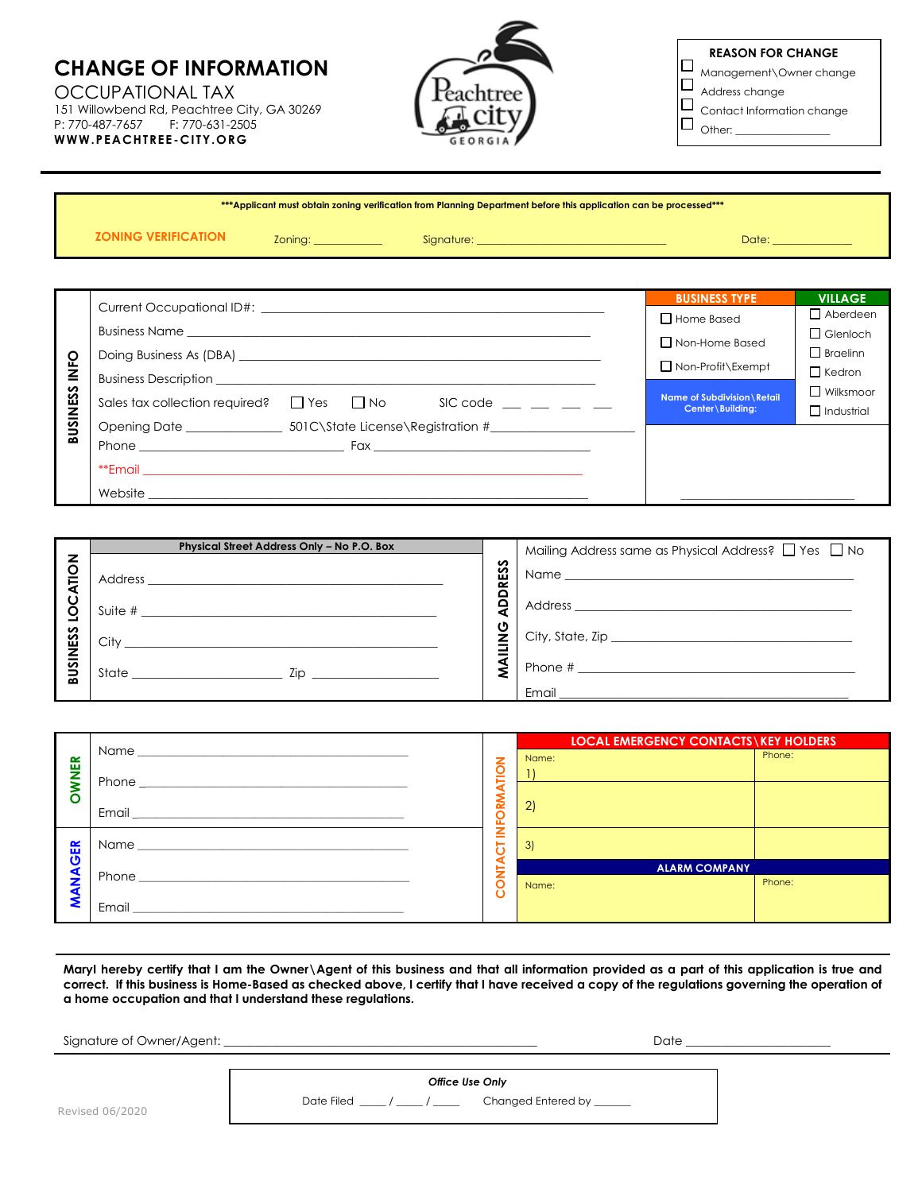# CHANGE OF INFORMATION

OCCUPATIONAL TAX
151 Willowbend Rd, Peachtree City, GA 30269
P: 770-487-7657    F: 770-631-2505
**WWW.PEACHTREE-CITY.ORG**

Peachtree city GEORGIA

**REASON FOR CHANGE**

- ☐ Management\Owner change
- ☐ Address change
- ☐ Contact Information change
- ☐ Other: ________________

---

***Applicant must obtain zoning verification from Planning Department before this application can be processed***

**ZONING VERIFICATION**    Zoning: ____________    Signature: ______________________________    Date: _____________

## BUSINESS INFO

Current Occupational ID#: ______________________________________________
Business Name ______________________________________________
Doing Business As (DBA) ______________________________________________
Business Description ______________________________________________
Sales tax collection required? ☐ Yes ☐ No    SIC code __ __ __ __
Opening Date ______________ 501C\State License\Registration #___________________
Phone ______________________ Fax ______________________
**Email ______________________________________________
Website ______________________________________________

**BUSINESS TYPE**

- ☐ Home Based
- ☐ Non-Home Based
- ☐ Non-Profit\Exempt

**Name of Subdivision\Retail Center\Building:** ________________________

**VILLAGE**

- ☐ Aberdeen
- ☐ Glenloch
- ☐ Braelinn
- ☐ Kedron
- ☐ Wilksmoor
- ☐ Industrial

## BUSINESS LOCATION

**Physical Street Address Only – No P.O. Box**

Address ______________________________________________
Suite # ______________________________________________
City ______________________________________________
State ______________________ Zip ______________

## MAILING ADDRESS

Mailing Address same as Physical Address? ☐ Yes ☐ No
Name ______________________________________________
Address ______________________________________________
City, State, Zip ______________________________________________
Phone # ______________________________________________
Email ______________________________________________

## OWNER

Name ______________________________________________
Phone ______________________________________________
Email ______________________________________________

## MANAGER

Name ______________________________________________
Phone ______________________________________________
Email ______________________________________________

## CONTACT INFORMATION

**LOCAL EMERGENCY CONTACTS\KEY HOLDERS**

| Name: | Phone: |
|---|---|
| 1) | |
| 2) | |
| 3) | |

**ALARM COMPANY**

| Name: | Phone: |
|---|---|
| | |

---

**MaryI hereby certify that I am the Owner\Agent of this business and that all information provided as a part of this application is true and correct. If this business is Home-Based as checked above, I certify that I have received a copy of the regulations governing the operation of a home occupation and that I understand these regulations.**

Signature of Owner/Agent: ________________________________________    Date ____________________

*Office Use Only*

Date Filed ____ / ____ / ____    Changed Entered by ______

Revised 06/2020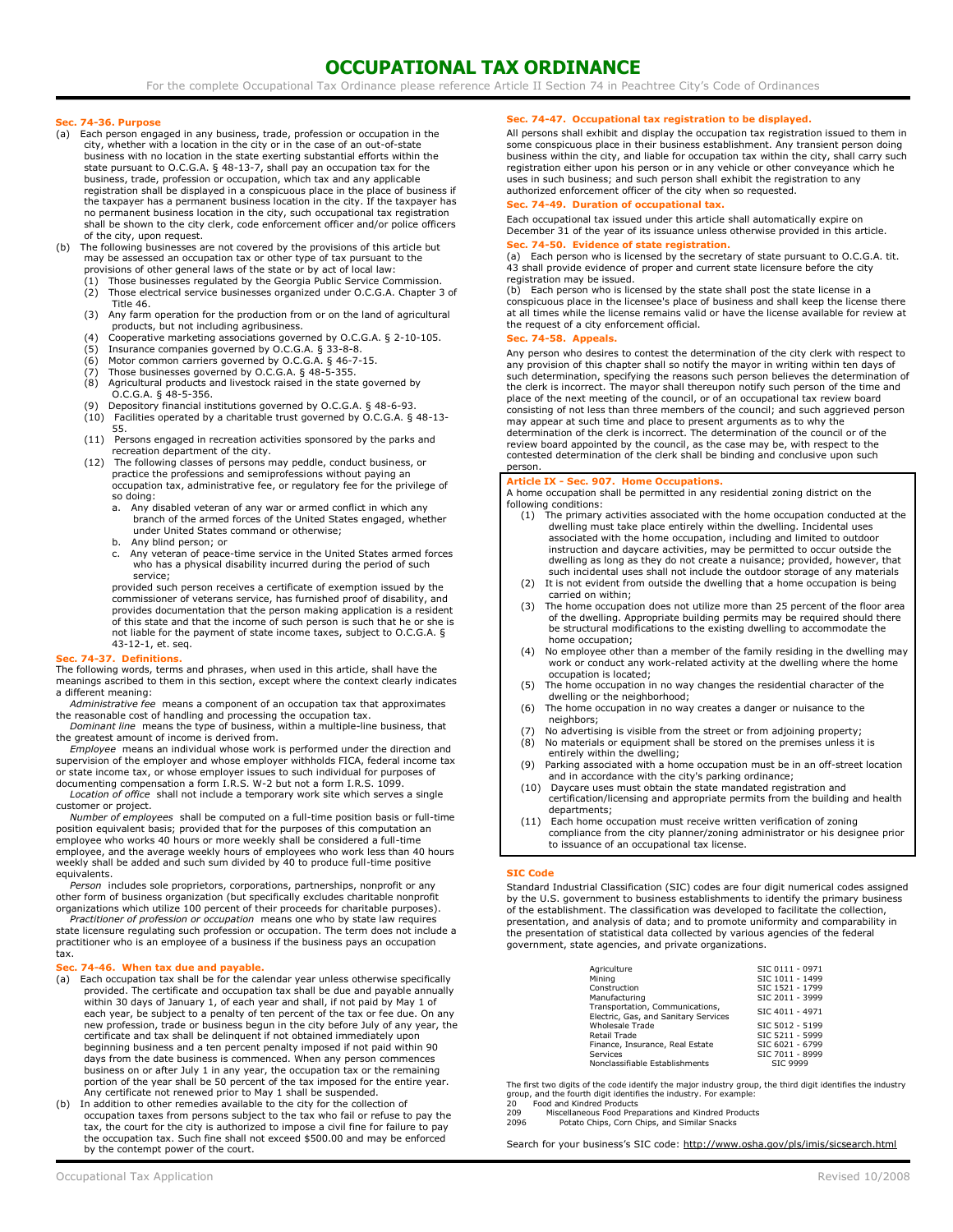# OCCUPATIONAL TAX ORDINANCE

For the complete Occupational Tax Ordinance please reference Article II Section 74 in Peachtree City's Code of Ordinances

### Sec. 74-36. Purpose

(a) Each person engaged in any business, trade, profession or occupation in the city, whether with a location in the city or in the case of an out-of-state business with no location in the state exerting substantial efforts within the state pursuant to O.C.G.A. § 48-13-7, shall pay an occupation tax for the business, trade, profession or occupation, which tax and any applicable registration shall be displayed in a conspicuous place in the place of business if the taxpayer has a permanent business location in the city. If the taxpayer has no permanent business location in the city, such occupational tax registration shall be shown to the city clerk, code enforcement officer and/or police officers of the city, upon request.

(b) The following businesses are not covered by the provisions of this article but may be assessed an occupation tax or other type of tax pursuant to the provisions of other general laws of the state or by act of local law:
   1. (1) Those businesses regulated by the Georgia Public Service Commission.
   2. (2) Those electrical service businesses organized under O.C.G.A. Chapter 3 of Title 46.
   3. (3) Any farm operation for the production from or on the land of agricultural products, but not including agribusiness.
   4. (4) Cooperative marketing associations governed by O.C.G.A. § 2-10-105.
   5. (5) Insurance companies governed by O.C.G.A. § 33-8-8.
   6. (6) Motor common carriers governed by O.C.G.A. § 46-7-15.
   7. (7) Those businesses governed by O.C.G.A. § 48-5-355.
   8. (8) Agricultural products and livestock raised in the state governed by O.C.G.A. § 48-5-356.
   9. (9) Depository financial institutions governed by O.C.G.A. § 48-6-93.
   10. (10) Facilities operated by a charitable trust governed by O.C.G.A. § 48-13-55.
   11. (11) Persons engaged in recreation activities sponsored by the parks and recreation department of the city.
   12. (12) The following classes of persons may peddle, conduct business, or practice the professions and semiprofessions without paying an occupation tax, administrative fee, or regulatory fee for the privilege of so doing:
       a. Any disabled veteran of any war or armed conflict in which any branch of the armed forces of the United States engaged, whether under United States command or otherwise;
       b. Any blind person; or
       c. Any veteran of peace-time service in the United States armed forces who has a physical disability incurred during the period of such service;

       provided such person receives a certificate of exemption issued by the commissioner of veterans service, has furnished proof of disability, and provides documentation that the person making application is a resident of this state and that the income of such person is such that he or she is not liable for the payment of state income taxes, subject to O.C.G.A. § 43-12-1, et. seq.

### Sec. 74-37. Definitions.

The following words, terms and phrases, when used in this article, shall have the meanings ascribed to them in this section, except where the context clearly indicates a different meaning:

*Administrative fee* means a component of an occupation tax that approximates the reasonable cost of handling and processing the occupation tax.

*Dominant line* means the type of business, within a multiple-line business, that the greatest amount of income is derived from.

*Employee* means an individual whose work is performed under the direction and supervision of the employer and whose employer withholds FICA, federal income tax or state income tax, or whose employer issues to such individual for purposes of documenting compensation a form I.R.S. W-2 but not a form I.R.S. 1099.

*Location of office* shall not include a temporary work site which serves a single customer or project.

*Number of employees* shall be computed on a full-time position basis or full-time position equivalent basis; provided that for the purposes of this computation an employee who works 40 hours or more weekly shall be considered a full-time employee, and the average weekly hours of employees who work less than 40 hours weekly shall be added and such sum divided by 40 to produce full-time positive equivalents.

*Person* includes sole proprietors, corporations, partnerships, nonprofit or any other form of business organization (but specifically excludes charitable nonprofit organizations which utilize 100 percent of their proceeds for charitable purposes).

*Practitioner of profession or occupation* means one who by state law requires state licensure regulating such profession or occupation. The term does not include a practitioner who is an employee of a business if the business pays an occupation tax.

### Sec. 74-46. When tax due and payable.

(a) Each occupation tax shall be for the calendar year unless otherwise specifically provided. The certificate and occupation tax shall be due and payable annually within 30 days of January 1, of each year and shall, if not paid by May 1 of each year, be subject to a penalty of ten percent of the tax or fee due. On any new profession, trade or business begun in the city before July of any year, the certificate and tax shall be delinquent if not obtained immediately upon beginning business and a ten percent penalty imposed if not paid within 90 days from the date business is commenced. When any person commences business on or after July 1 in any year, the occupation tax or the remaining portion of the year shall be 50 percent of the tax imposed for the entire year. Any certificate not renewed prior to May 1 shall be suspended.

(b) In addition to other remedies available to the city for the collection of occupation taxes from persons subject to the tax who fail or refuse to pay the tax, the court for the city is authorized to impose a civil fine for failure to pay the occupation tax. Such fine shall not exceed $500.00 and may be enforced by the contempt power of the court.

### Sec. 74-47. Occupational tax registration to be displayed.

All persons shall exhibit and display the occupation tax registration issued to them in some conspicuous place in their business establishment. Any transient person doing business within the city, and liable for occupation tax within the city, shall carry such registration either upon his person or in any vehicle or other conveyance which he uses in such business; and such person shall exhibit the registration to any authorized enforcement officer of the city when so requested.

### Sec. 74-49. Duration of occupational tax.

Each occupational tax issued under this article shall automatically expire on December 31 of the year of its issuance unless otherwise provided in this article.

### Sec. 74-50. Evidence of state registration.

(a) Each person who is licensed by the secretary of state pursuant to O.C.G.A. tit. 43 shall provide evidence of proper and current state licensure before the city registration may be issued.

(b) Each person who is licensed by the state shall post the state license in a conspicuous place in the licensee's place of business and shall keep the license there at all times while the license remains valid or have the license available for review at the request of a city enforcement official.

### Sec. 74-58. Appeals.

Any person who desires to contest the determination of the city clerk with respect to any provision of this chapter shall so notify the mayor in writing within ten days of such determination, specifying the reasons such person believes the determination of the clerk is incorrect. The mayor shall thereupon notify such person of the time and place of the next meeting of the council, or of an occupational tax review board consisting of not less than three members of the council; and such aggrieved person may appear at such time and place to present arguments as to why the determination of the clerk is incorrect. The determination of the council or of the review board appointed by the council, as the case may be, with respect to the contested determination of the clerk shall be binding and conclusive upon such person.

### Article IX - Sec. 907. Home Occupations.

A home occupation shall be permitted in any residential zoning district on the following conditions:

1. (1) The primary activities associated with the home occupation conducted at the dwelling must take place entirely within the dwelling. Incidental uses associated with the home occupation, including and limited to outdoor instruction and daycare activities, may be permitted to occur outside the dwelling as long as they do not create a nuisance; provided, however, that such incidental uses shall not include the outdoor storage of any materials
2. (2) It is not evident from outside the dwelling that a home occupation is being carried on within;
3. (3) The home occupation does not utilize more than 25 percent of the floor area of the dwelling. Appropriate building permits may be required should there be structural modifications to the existing dwelling to accommodate the home occupation;
4. (4) No employee other than a member of the family residing in the dwelling may work or conduct any work-related activity at the dwelling where the home occupation is located;
5. (5) The home occupation in no way changes the residential character of the dwelling or the neighborhood;
6. (6) The home occupation in no way creates a danger or nuisance to the neighbors;
7. (7) No advertising is visible from the street or from adjoining property;
8. (8) No materials or equipment shall be stored on the premises unless it is entirely within the dwelling;
9. (9) Parking associated with a home occupation must be in an off-street location and in accordance with the city's parking ordinance;
10. (10) Daycare uses must obtain the state mandated registration and certification/licensing and appropriate permits from the building and health departments;
11. (11) Each home occupation must receive written verification of zoning compliance from the city planner/zoning administrator or his designee prior to issuance of an occupational tax license.

### SIC Code

Standard Industrial Classification (SIC) codes are four digit numerical codes assigned by the U.S. government to business establishments to identify the primary business of the establishment. The classification was developed to facilitate the collection, presentation, and analysis of data; and to promote uniformity and comparability in the presentation of statistical data collected by various agencies of the federal government, state agencies, and private organizations.

| | |
|---|---|
| Agriculture | SIC 0111 - 0971 |
| Mining | SIC 1011 - 1499 |
| Construction | SIC 1521 - 1799 |
| Manufacturing | SIC 2011 - 3999 |
| Transportation, Communications, Electric, Gas, and Sanitary Services | SIC 4011 - 4971 |
| Wholesale Trade | SIC 5012 - 5199 |
| Retail Trade | SIC 5211 - 5999 |
| Finance, Insurance, Real Estate | SIC 6021 - 6799 |
| Services | SIC 7011 - 8999 |
| Nonclassifiable Establishments | SIC 9999 |

The first two digits of the code identify the major industry group, the third digit identifies the industry group, and the fourth digit identifies the industry. For example:

20 Food and Kindred Products
209 Miscellaneous Food Preparations and Kindred Products
2096 Potato Chips, Corn Chips, and Similar Snacks

Search for your business's SIC code: http://www.osha.gov/pls/imis/sicsearch.html

Occupational Tax Application Revised 10/2008